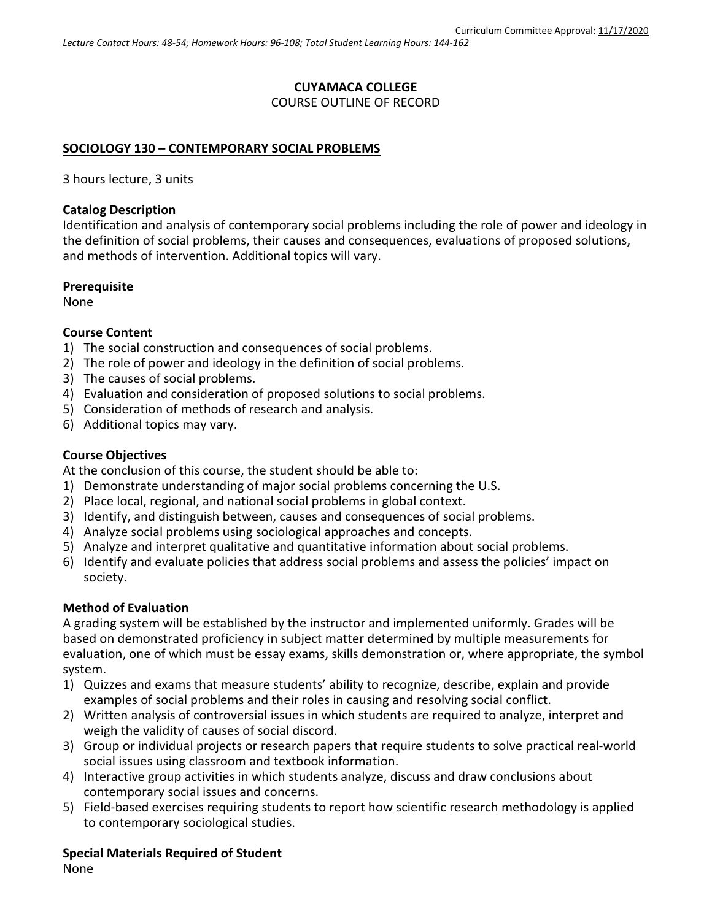Curriculum Committee Approval: 11/17/2020

*Lecture Contact Hours: 48-54; Homework Hours: 96-108; Total Student Learning Hours: 144-162*

**CUYAMACA COLLEGE**

COURSE OUTLINE OF RECORD

## SOCIOLOGY 130 – CONTEMPORARY SOCIAL PROBLEMS

3 hours lecture, 3 units

### Catalog Description

Identification and analysis of contemporary social problems including the role of power and ideology in the definition of social problems, their causes and consequences, evaluations of proposed solutions, and methods of intervention. Additional topics will vary.

### Prerequisite

None

### Course Content

1) The social construction and consequences of social problems.
2) The role of power and ideology in the definition of social problems.
3) The causes of social problems.
4) Evaluation and consideration of proposed solutions to social problems.
5) Consideration of methods of research and analysis.
6) Additional topics may vary.

### Course Objectives

At the conclusion of this course, the student should be able to:

1) Demonstrate understanding of major social problems concerning the U.S.
2) Place local, regional, and national social problems in global context.
3) Identify, and distinguish between, causes and consequences of social problems.
4) Analyze social problems using sociological approaches and concepts.
5) Analyze and interpret qualitative and quantitative information about social problems.
6) Identify and evaluate policies that address social problems and assess the policies' impact on society.

### Method of Evaluation

A grading system will be established by the instructor and implemented uniformly. Grades will be based on demonstrated proficiency in subject matter determined by multiple measurements for evaluation, one of which must be essay exams, skills demonstration or, where appropriate, the symbol system.

1) Quizzes and exams that measure students' ability to recognize, describe, explain and provide examples of social problems and their roles in causing and resolving social conflict.
2) Written analysis of controversial issues in which students are required to analyze, interpret and weigh the validity of causes of social discord.
3) Group or individual projects or research papers that require students to solve practical real-world social issues using classroom and textbook information.
4) Interactive group activities in which students analyze, discuss and draw conclusions about contemporary social issues and concerns.
5) Field-based exercises requiring students to report how scientific research methodology is applied to contemporary sociological studies.

### Special Materials Required of Student

None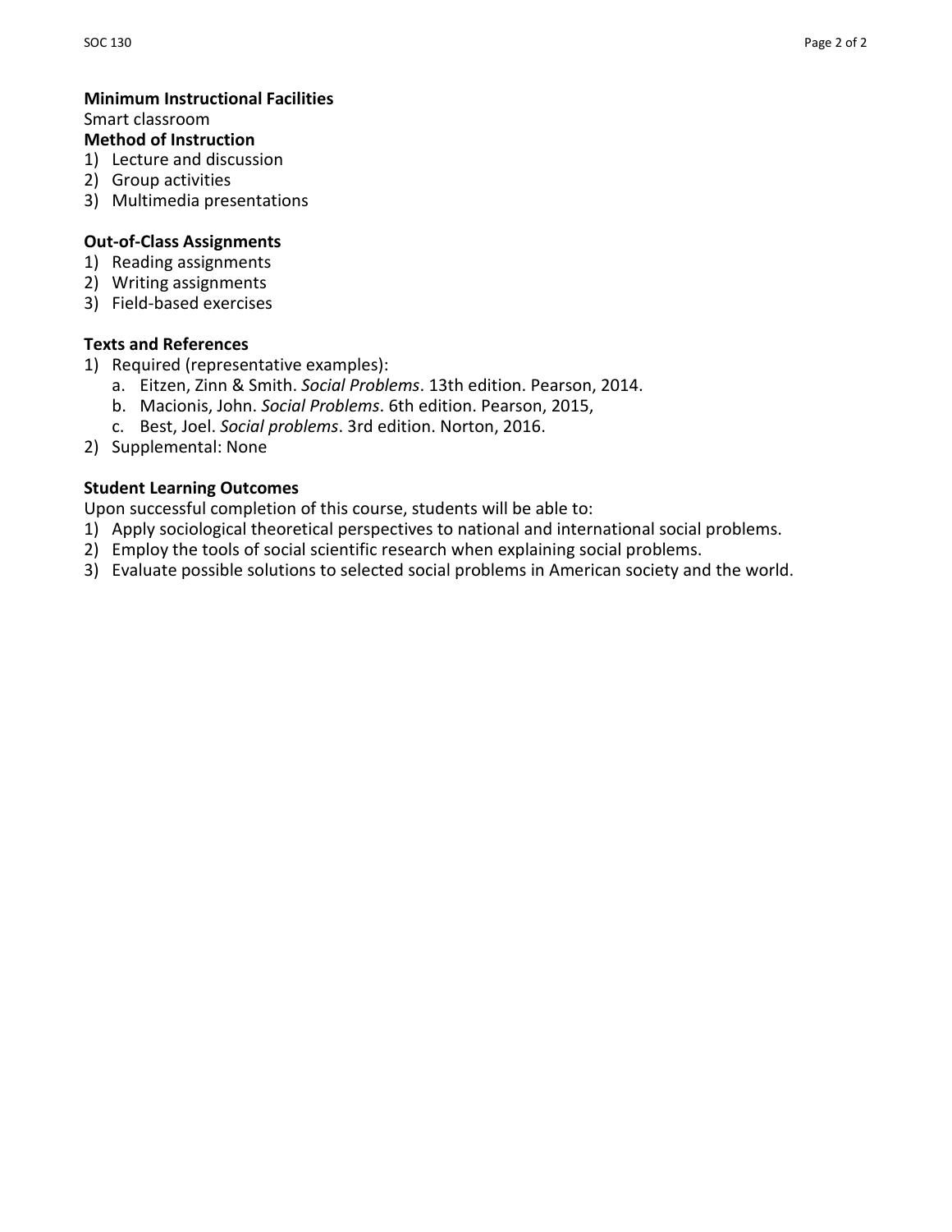**Minimum Instructional Facilities**

Smart classroom

**Method of Instruction**

1) Lecture and discussion
2) Group activities
3) Multimedia presentations

**Out-of-Class Assignments**

1) Reading assignments
2) Writing assignments
3) Field-based exercises

**Texts and References**

1) Required (representative examples):
   a. Eitzen, Zinn & Smith. *Social Problems*. 13th edition. Pearson, 2014.
   b. Macionis, John. *Social Problems*. 6th edition. Pearson, 2015,
   c. Best, Joel. *Social problems*. 3rd edition. Norton, 2016.
2) Supplemental: None

**Student Learning Outcomes**

Upon successful completion of this course, students will be able to:

1) Apply sociological theoretical perspectives to national and international social problems.
2) Employ the tools of social scientific research when explaining social problems.
3) Evaluate possible solutions to selected social problems in American society and the world.